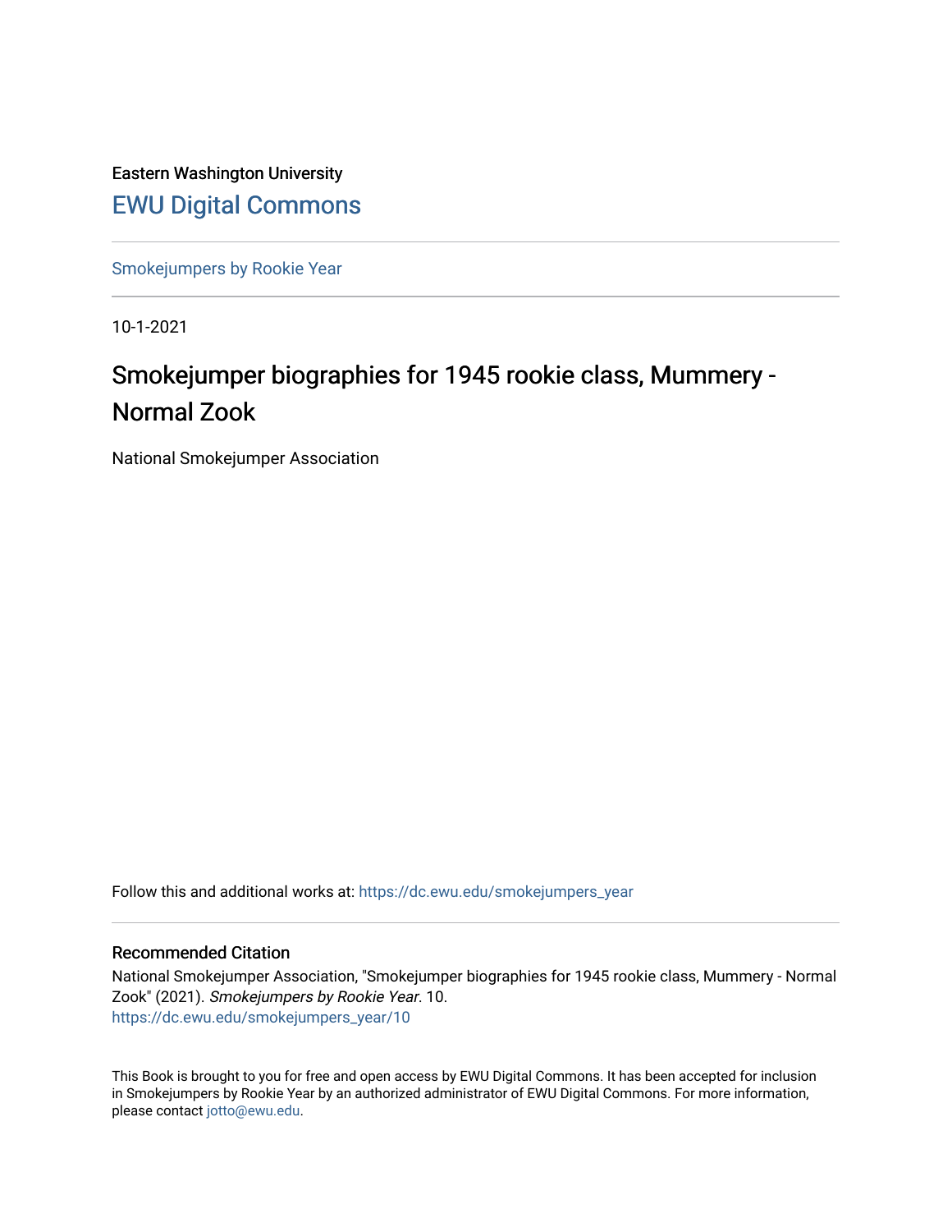Eastern Washington University

# EWU Digital Commons

Smokejumpers by Rookie Year

10-1-2021

## Smokejumper biographies for 1945 rookie class, Mummery - Normal Zook

National Smokejumper Association

Follow this and additional works at: https://dc.ewu.edu/smokejumpers_year

### Recommended Citation

National Smokejumper Association, "Smokejumper biographies for 1945 rookie class, Mummery - Normal Zook" (2021). *Smokejumpers by Rookie Year*. 10.
https://dc.ewu.edu/smokejumpers_year/10

This Book is brought to you for free and open access by EWU Digital Commons. It has been accepted for inclusion in Smokejumpers by Rookie Year by an authorized administrator of EWU Digital Commons. For more information, please contact jotto@ewu.edu.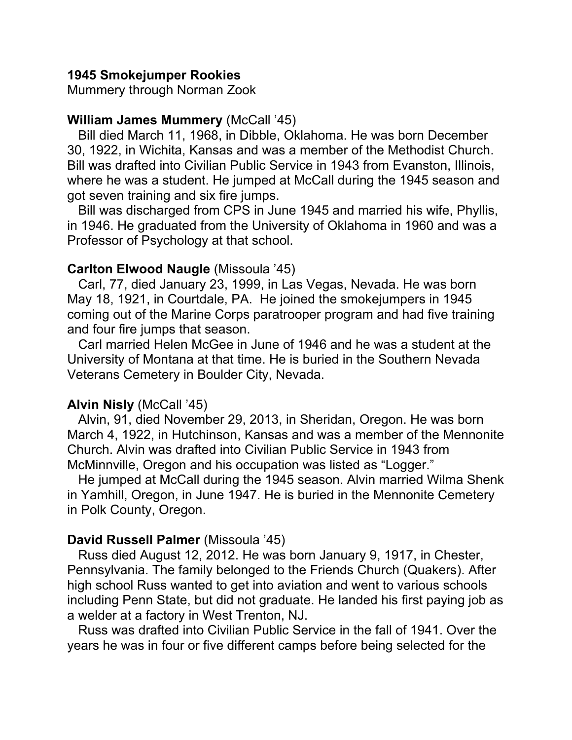**1945 Smokejumper Rookies**
Mummery through Norman Zook

**William James Mummery** (McCall '45)

Bill died March 11, 1968, in Dibble, Oklahoma. He was born December 30, 1922, in Wichita, Kansas and was a member of the Methodist Church. Bill was drafted into Civilian Public Service in 1943 from Evanston, Illinois, where he was a student. He jumped at McCall during the 1945 season and got seven training and six fire jumps.

Bill was discharged from CPS in June 1945 and married his wife, Phyllis, in 1946. He graduated from the University of Oklahoma in 1960 and was a Professor of Psychology at that school.

**Carlton Elwood Naugle** (Missoula '45)

Carl, 77, died January 23, 1999, in Las Vegas, Nevada. He was born May 18, 1921, in Courtdale, PA. He joined the smokejumpers in 1945 coming out of the Marine Corps paratrooper program and had five training and four fire jumps that season.

Carl married Helen McGee in June of 1946 and he was a student at the University of Montana at that time. He is buried in the Southern Nevada Veterans Cemetery in Boulder City, Nevada.

**Alvin Nisly** (McCall '45)

Alvin, 91, died November 29, 2013, in Sheridan, Oregon. He was born March 4, 1922, in Hutchinson, Kansas and was a member of the Mennonite Church. Alvin was drafted into Civilian Public Service in 1943 from McMinnville, Oregon and his occupation was listed as "Logger."

He jumped at McCall during the 1945 season. Alvin married Wilma Shenk in Yamhill, Oregon, in June 1947. He is buried in the Mennonite Cemetery in Polk County, Oregon.

**David Russell Palmer** (Missoula '45)

Russ died August 12, 2012. He was born January 9, 1917, in Chester, Pennsylvania. The family belonged to the Friends Church (Quakers). After high school Russ wanted to get into aviation and went to various schools including Penn State, but did not graduate. He landed his first paying job as a welder at a factory in West Trenton, NJ.

Russ was drafted into Civilian Public Service in the fall of 1941. Over the years he was in four or five different camps before being selected for the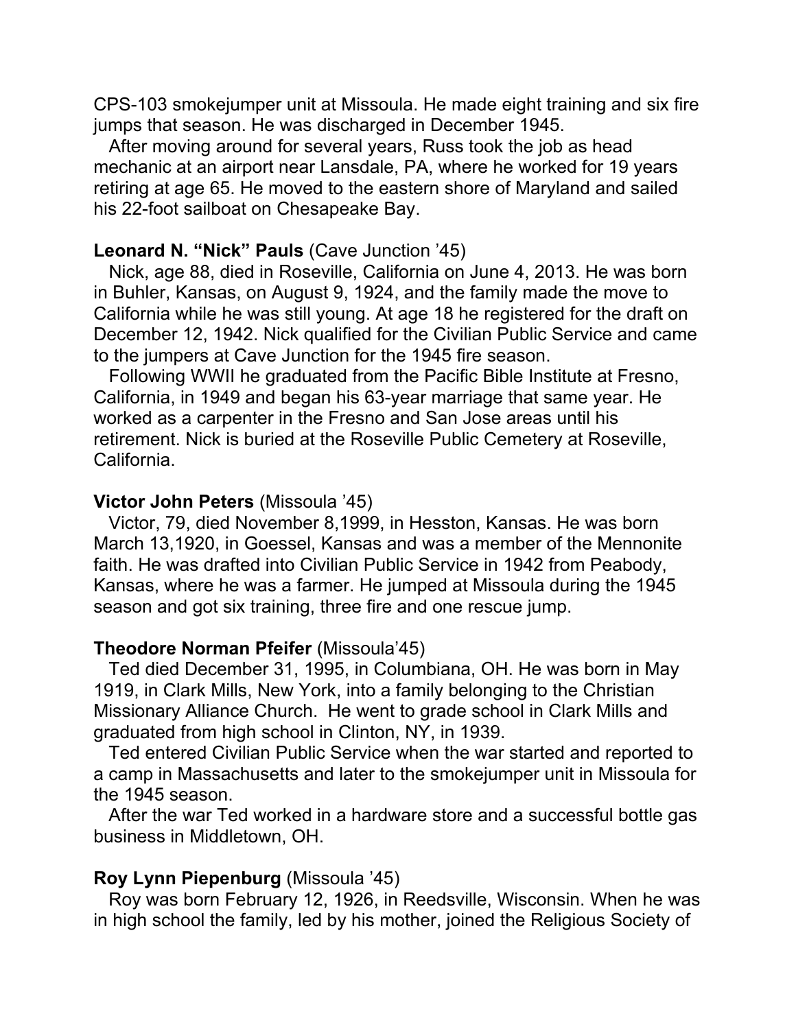CPS-103 smokejumper unit at Missoula. He made eight training and six fire jumps that season. He was discharged in December 1945.

After moving around for several years, Russ took the job as head mechanic at an airport near Lansdale, PA, where he worked for 19 years retiring at age 65. He moved to the eastern shore of Maryland and sailed his 22-foot sailboat on Chesapeake Bay.

**Leonard N. "Nick" Pauls** (Cave Junction '45)

Nick, age 88, died in Roseville, California on June 4, 2013. He was born in Buhler, Kansas, on August 9, 1924, and the family made the move to California while he was still young. At age 18 he registered for the draft on December 12, 1942. Nick qualified for the Civilian Public Service and came to the jumpers at Cave Junction for the 1945 fire season.

Following WWII he graduated from the Pacific Bible Institute at Fresno, California, in 1949 and began his 63-year marriage that same year. He worked as a carpenter in the Fresno and San Jose areas until his retirement. Nick is buried at the Roseville Public Cemetery at Roseville, California.

**Victor John Peters** (Missoula '45)

Victor, 79, died November 8,1999, in Hesston, Kansas. He was born March 13,1920, in Goessel, Kansas and was a member of the Mennonite faith. He was drafted into Civilian Public Service in 1942 from Peabody, Kansas, where he was a farmer. He jumped at Missoula during the 1945 season and got six training, three fire and one rescue jump.

**Theodore Norman Pfeifer** (Missoula'45)

Ted died December 31, 1995, in Columbiana, OH. He was born in May 1919, in Clark Mills, New York, into a family belonging to the Christian Missionary Alliance Church. He went to grade school in Clark Mills and graduated from high school in Clinton, NY, in 1939.

Ted entered Civilian Public Service when the war started and reported to a camp in Massachusetts and later to the smokejumper unit in Missoula for the 1945 season.

After the war Ted worked in a hardware store and a successful bottle gas business in Middletown, OH.

**Roy Lynn Piepenburg** (Missoula '45)

Roy was born February 12, 1926, in Reedsville, Wisconsin. When he was in high school the family, led by his mother, joined the Religious Society of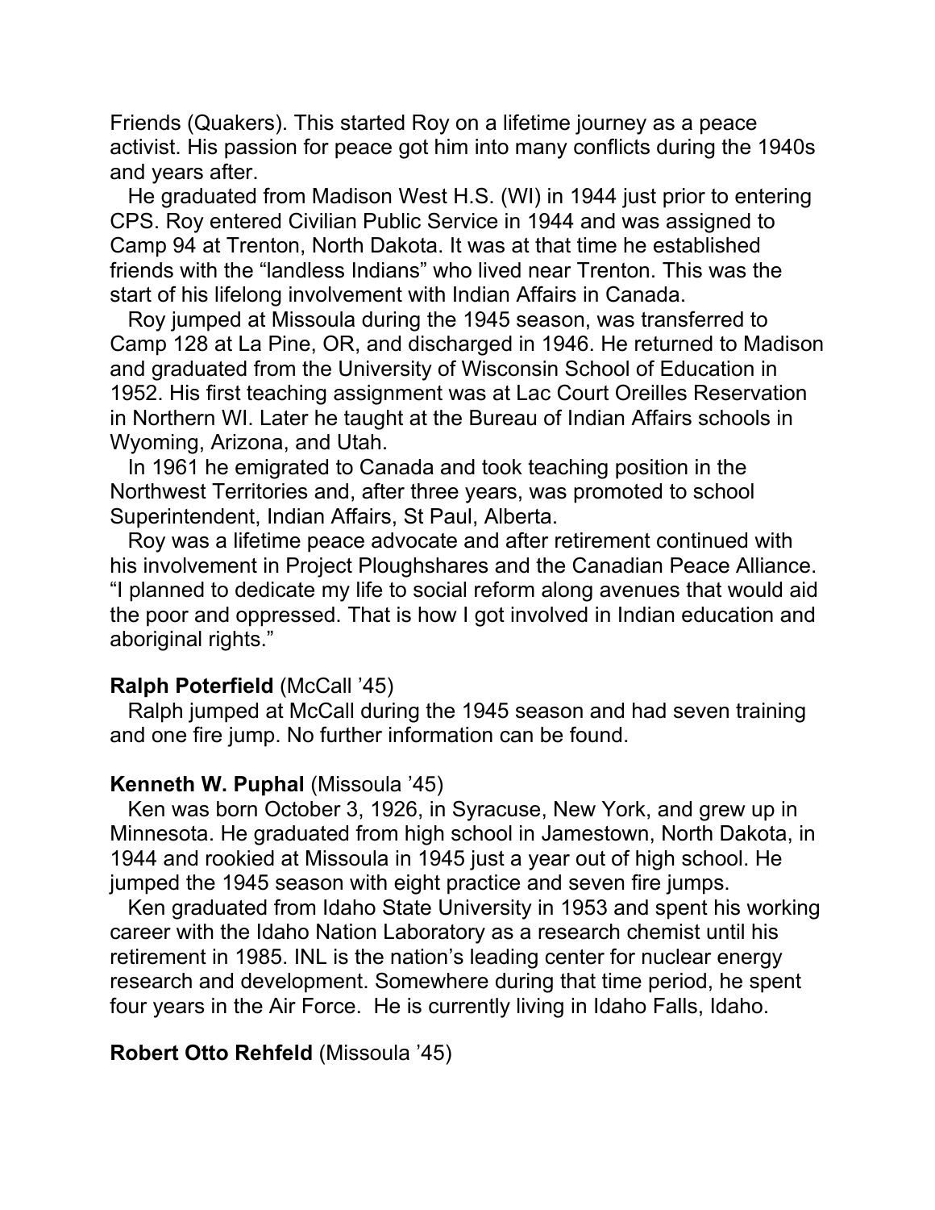Friends (Quakers). This started Roy on a lifetime journey as a peace activist. His passion for peace got him into many conflicts during the 1940s and years after.

He graduated from Madison West H.S. (WI) in 1944 just prior to entering CPS. Roy entered Civilian Public Service in 1944 and was assigned to Camp 94 at Trenton, North Dakota. It was at that time he established friends with the "landless Indians" who lived near Trenton. This was the start of his lifelong involvement with Indian Affairs in Canada.

Roy jumped at Missoula during the 1945 season, was transferred to Camp 128 at La Pine, OR, and discharged in 1946. He returned to Madison and graduated from the University of Wisconsin School of Education in 1952. His first teaching assignment was at Lac Court Oreilles Reservation in Northern WI. Later he taught at the Bureau of Indian Affairs schools in Wyoming, Arizona, and Utah.

In 1961 he emigrated to Canada and took teaching position in the Northwest Territories and, after three years, was promoted to school Superintendent, Indian Affairs, St Paul, Alberta.

Roy was a lifetime peace advocate and after retirement continued with his involvement in Project Ploughshares and the Canadian Peace Alliance. "I planned to dedicate my life to social reform along avenues that would aid the poor and oppressed. That is how I got involved in Indian education and aboriginal rights."

**Ralph Poterfield** (McCall '45)

Ralph jumped at McCall during the 1945 season and had seven training and one fire jump. No further information can be found.

**Kenneth W. Puphal** (Missoula '45)

Ken was born October 3, 1926, in Syracuse, New York, and grew up in Minnesota. He graduated from high school in Jamestown, North Dakota, in 1944 and rookied at Missoula in 1945 just a year out of high school. He jumped the 1945 season with eight practice and seven fire jumps.

Ken graduated from Idaho State University in 1953 and spent his working career with the Idaho Nation Laboratory as a research chemist until his retirement in 1985. INL is the nation's leading center for nuclear energy research and development. Somewhere during that time period, he spent four years in the Air Force. He is currently living in Idaho Falls, Idaho.

**Robert Otto Rehfeld** (Missoula '45)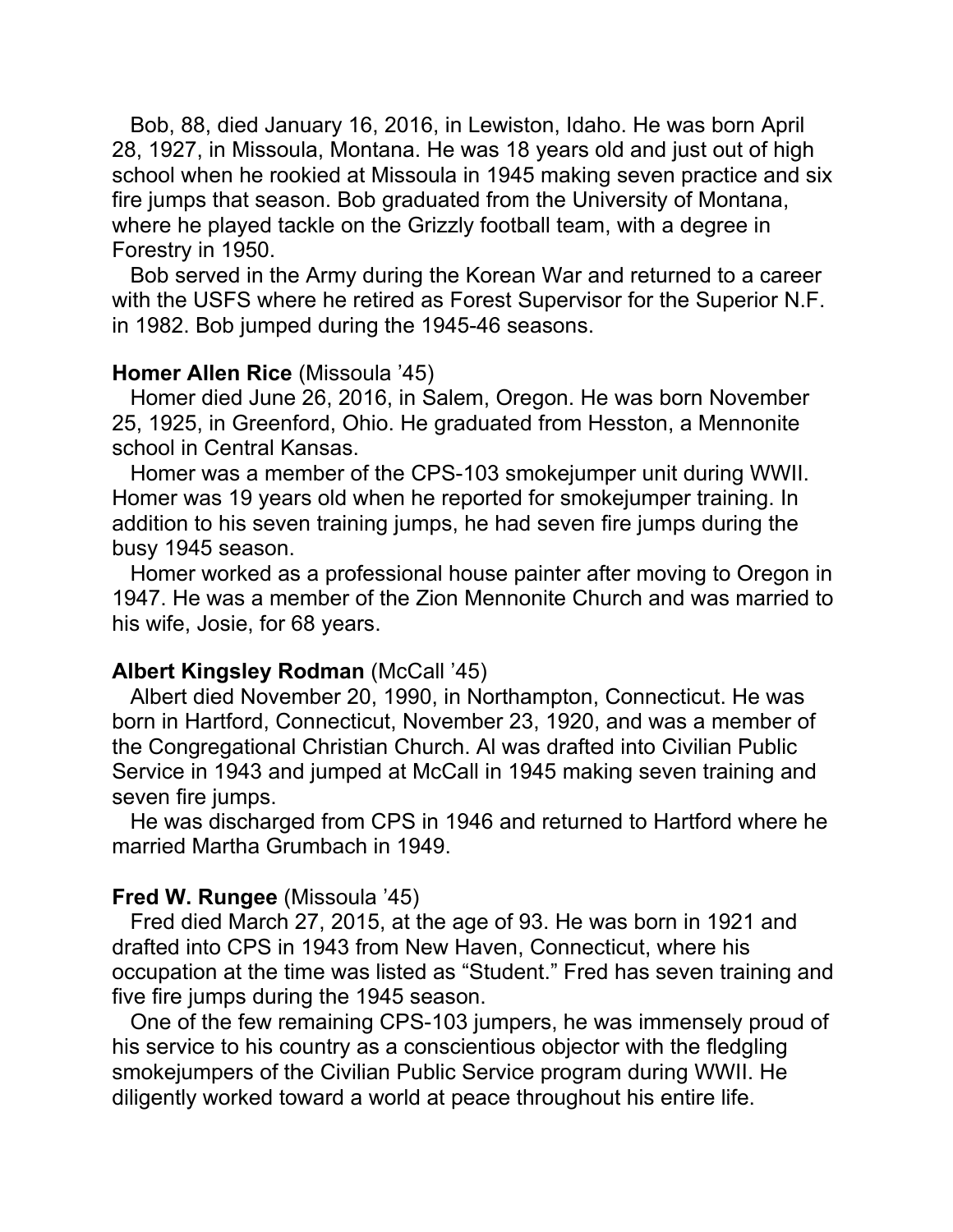Bob, 88, died January 16, 2016, in Lewiston, Idaho. He was born April 28, 1927, in Missoula, Montana. He was 18 years old and just out of high school when he rookied at Missoula in 1945 making seven practice and six fire jumps that season. Bob graduated from the University of Montana, where he played tackle on the Grizzly football team, with a degree in Forestry in 1950.

Bob served in the Army during the Korean War and returned to a career with the USFS where he retired as Forest Supervisor for the Superior N.F. in 1982. Bob jumped during the 1945-46 seasons.

**Homer Allen Rice** (Missoula '45)

Homer died June 26, 2016, in Salem, Oregon. He was born November 25, 1925, in Greenford, Ohio. He graduated from Hesston, a Mennonite school in Central Kansas.

Homer was a member of the CPS-103 smokejumper unit during WWII. Homer was 19 years old when he reported for smokejumper training. In addition to his seven training jumps, he had seven fire jumps during the busy 1945 season.

Homer worked as a professional house painter after moving to Oregon in 1947. He was a member of the Zion Mennonite Church and was married to his wife, Josie, for 68 years.

**Albert Kingsley Rodman** (McCall '45)

Albert died November 20, 1990, in Northampton, Connecticut. He was born in Hartford, Connecticut, November 23, 1920, and was a member of the Congregational Christian Church. Al was drafted into Civilian Public Service in 1943 and jumped at McCall in 1945 making seven training and seven fire jumps.

He was discharged from CPS in 1946 and returned to Hartford where he married Martha Grumbach in 1949.

**Fred W. Rungee** (Missoula '45)

Fred died March 27, 2015, at the age of 93. He was born in 1921 and drafted into CPS in 1943 from New Haven, Connecticut, where his occupation at the time was listed as "Student." Fred has seven training and five fire jumps during the 1945 season.

One of the few remaining CPS-103 jumpers, he was immensely proud of his service to his country as a conscientious objector with the fledgling smokejumpers of the Civilian Public Service program during WWII. He diligently worked toward a world at peace throughout his entire life.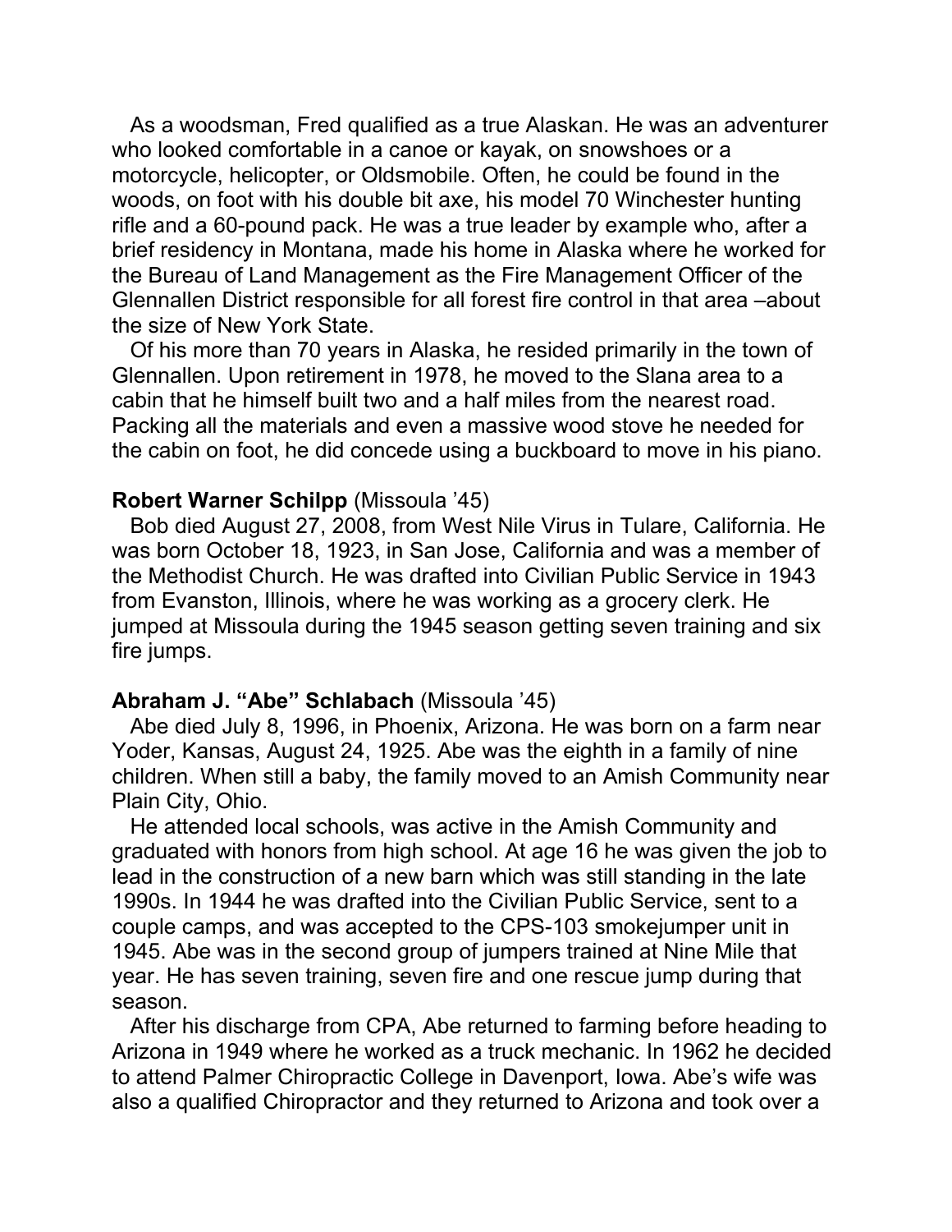As a woodsman, Fred qualified as a true Alaskan. He was an adventurer who looked comfortable in a canoe or kayak, on snowshoes or a motorcycle, helicopter, or Oldsmobile. Often, he could be found in the woods, on foot with his double bit axe, his model 70 Winchester hunting rifle and a 60-pound pack. He was a true leader by example who, after a brief residency in Montana, made his home in Alaska where he worked for the Bureau of Land Management as the Fire Management Officer of the Glennallen District responsible for all forest fire control in that area –about the size of New York State.

Of his more than 70 years in Alaska, he resided primarily in the town of Glennallen. Upon retirement in 1978, he moved to the Slana area to a cabin that he himself built two and a half miles from the nearest road. Packing all the materials and even a massive wood stove he needed for the cabin on foot, he did concede using a buckboard to move in his piano.

**Robert Warner Schilpp** (Missoula '45)

Bob died August 27, 2008, from West Nile Virus in Tulare, California. He was born October 18, 1923, in San Jose, California and was a member of the Methodist Church. He was drafted into Civilian Public Service in 1943 from Evanston, Illinois, where he was working as a grocery clerk. He jumped at Missoula during the 1945 season getting seven training and six fire jumps.

**Abraham J. "Abe" Schlabach** (Missoula '45)

Abe died July 8, 1996, in Phoenix, Arizona. He was born on a farm near Yoder, Kansas, August 24, 1925. Abe was the eighth in a family of nine children. When still a baby, the family moved to an Amish Community near Plain City, Ohio.

He attended local schools, was active in the Amish Community and graduated with honors from high school. At age 16 he was given the job to lead in the construction of a new barn which was still standing in the late 1990s. In 1944 he was drafted into the Civilian Public Service, sent to a couple camps, and was accepted to the CPS-103 smokejumper unit in 1945. Abe was in the second group of jumpers trained at Nine Mile that year. He has seven training, seven fire and one rescue jump during that season.

After his discharge from CPA, Abe returned to farming before heading to Arizona in 1949 where he worked as a truck mechanic. In 1962 he decided to attend Palmer Chiropractic College in Davenport, Iowa. Abe's wife was also a qualified Chiropractor and they returned to Arizona and took over a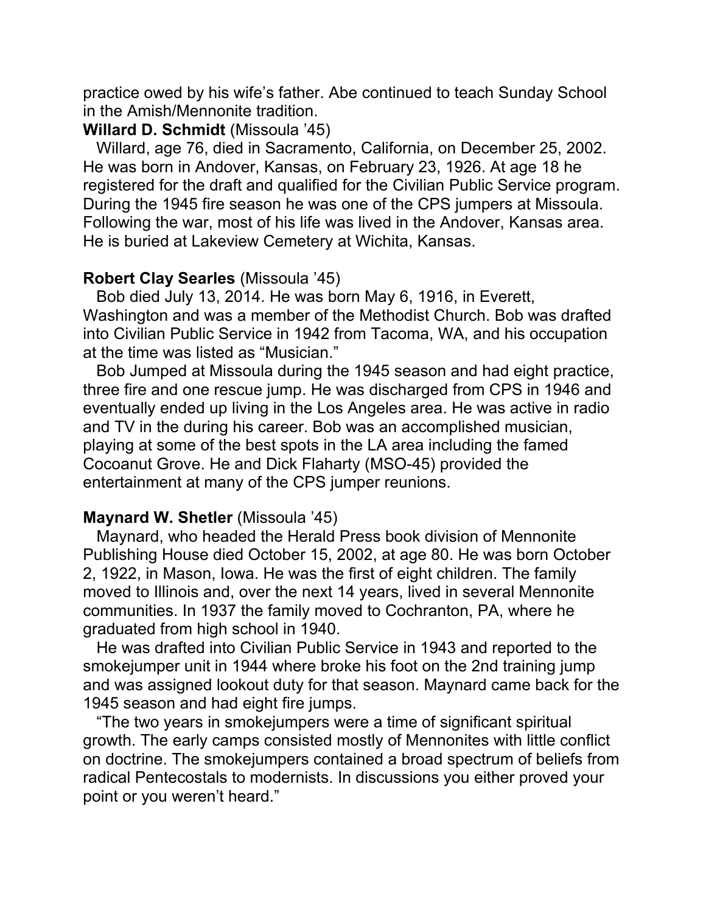practice owed by his wife's father. Abe continued to teach Sunday School in the Amish/Mennonite tradition.

**Willard D. Schmidt** (Missoula '45)

Willard, age 76, died in Sacramento, California, on December 25, 2002. He was born in Andover, Kansas, on February 23, 1926. At age 18 he registered for the draft and qualified for the Civilian Public Service program. During the 1945 fire season he was one of the CPS jumpers at Missoula. Following the war, most of his life was lived in the Andover, Kansas area. He is buried at Lakeview Cemetery at Wichita, Kansas.

**Robert Clay Searles** (Missoula '45)

Bob died July 13, 2014. He was born May 6, 1916, in Everett, Washington and was a member of the Methodist Church. Bob was drafted into Civilian Public Service in 1942 from Tacoma, WA, and his occupation at the time was listed as "Musician."

Bob Jumped at Missoula during the 1945 season and had eight practice, three fire and one rescue jump. He was discharged from CPS in 1946 and eventually ended up living in the Los Angeles area. He was active in radio and TV in the during his career. Bob was an accomplished musician, playing at some of the best spots in the LA area including the famed Cocoanut Grove. He and Dick Flaharty (MSO-45) provided the entertainment at many of the CPS jumper reunions.

**Maynard W. Shetler** (Missoula '45)

Maynard, who headed the Herald Press book division of Mennonite Publishing House died October 15, 2002, at age 80. He was born October 2, 1922, in Mason, Iowa. He was the first of eight children. The family moved to Illinois and, over the next 14 years, lived in several Mennonite communities. In 1937 the family moved to Cochranton, PA, where he graduated from high school in 1940.

He was drafted into Civilian Public Service in 1943 and reported to the smokejumper unit in 1944 where broke his foot on the 2nd training jump and was assigned lookout duty for that season. Maynard came back for the 1945 season and had eight fire jumps.

"The two years in smokejumpers were a time of significant spiritual growth. The early camps consisted mostly of Mennonites with little conflict on doctrine. The smokejumpers contained a broad spectrum of beliefs from radical Pentecostals to modernists. In discussions you either proved your point or you weren't heard."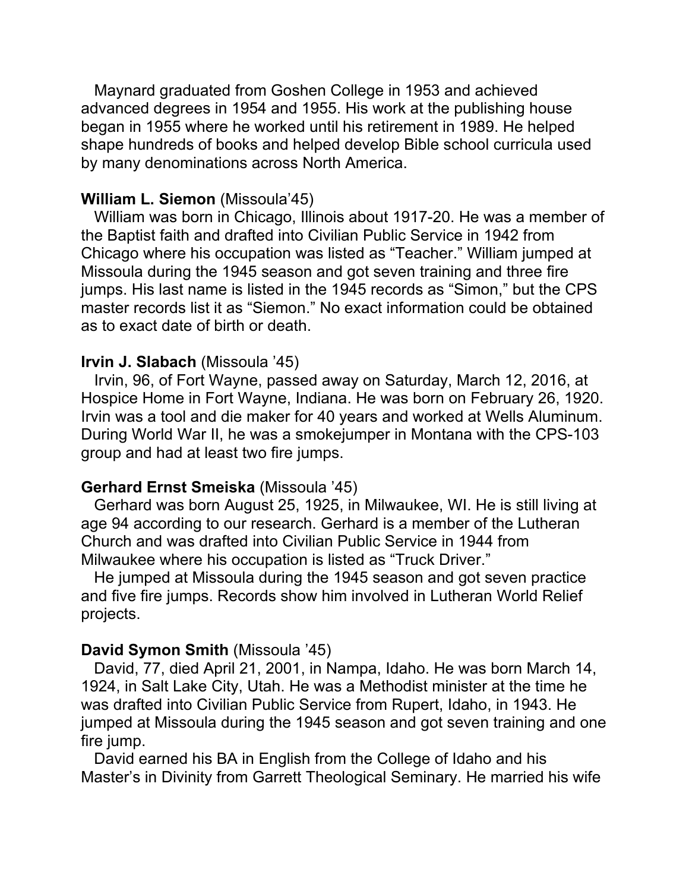Maynard graduated from Goshen College in 1953 and achieved advanced degrees in 1954 and 1955. His work at the publishing house began in 1955 where he worked until his retirement in 1989. He helped shape hundreds of books and helped develop Bible school curricula used by many denominations across North America.

**William L. Siemon** (Missoula'45)

William was born in Chicago, Illinois about 1917-20. He was a member of the Baptist faith and drafted into Civilian Public Service in 1942 from Chicago where his occupation was listed as "Teacher." William jumped at Missoula during the 1945 season and got seven training and three fire jumps. His last name is listed in the 1945 records as "Simon," but the CPS master records list it as "Siemon." No exact information could be obtained as to exact date of birth or death.

**Irvin J. Slabach** (Missoula '45)

Irvin, 96, of Fort Wayne, passed away on Saturday, March 12, 2016, at Hospice Home in Fort Wayne, Indiana. He was born on February 26, 1920. Irvin was a tool and die maker for 40 years and worked at Wells Aluminum. During World War II, he was a smokejumper in Montana with the CPS-103 group and had at least two fire jumps.

**Gerhard Ernst Smeiska** (Missoula '45)

Gerhard was born August 25, 1925, in Milwaukee, WI. He is still living at age 94 according to our research. Gerhard is a member of the Lutheran Church and was drafted into Civilian Public Service in 1944 from Milwaukee where his occupation is listed as "Truck Driver."

He jumped at Missoula during the 1945 season and got seven practice and five fire jumps. Records show him involved in Lutheran World Relief projects.

**David Symon Smith** (Missoula '45)

David, 77, died April 21, 2001, in Nampa, Idaho. He was born March 14, 1924, in Salt Lake City, Utah. He was a Methodist minister at the time he was drafted into Civilian Public Service from Rupert, Idaho, in 1943. He jumped at Missoula during the 1945 season and got seven training and one fire jump.

David earned his BA in English from the College of Idaho and his Master's in Divinity from Garrett Theological Seminary. He married his wife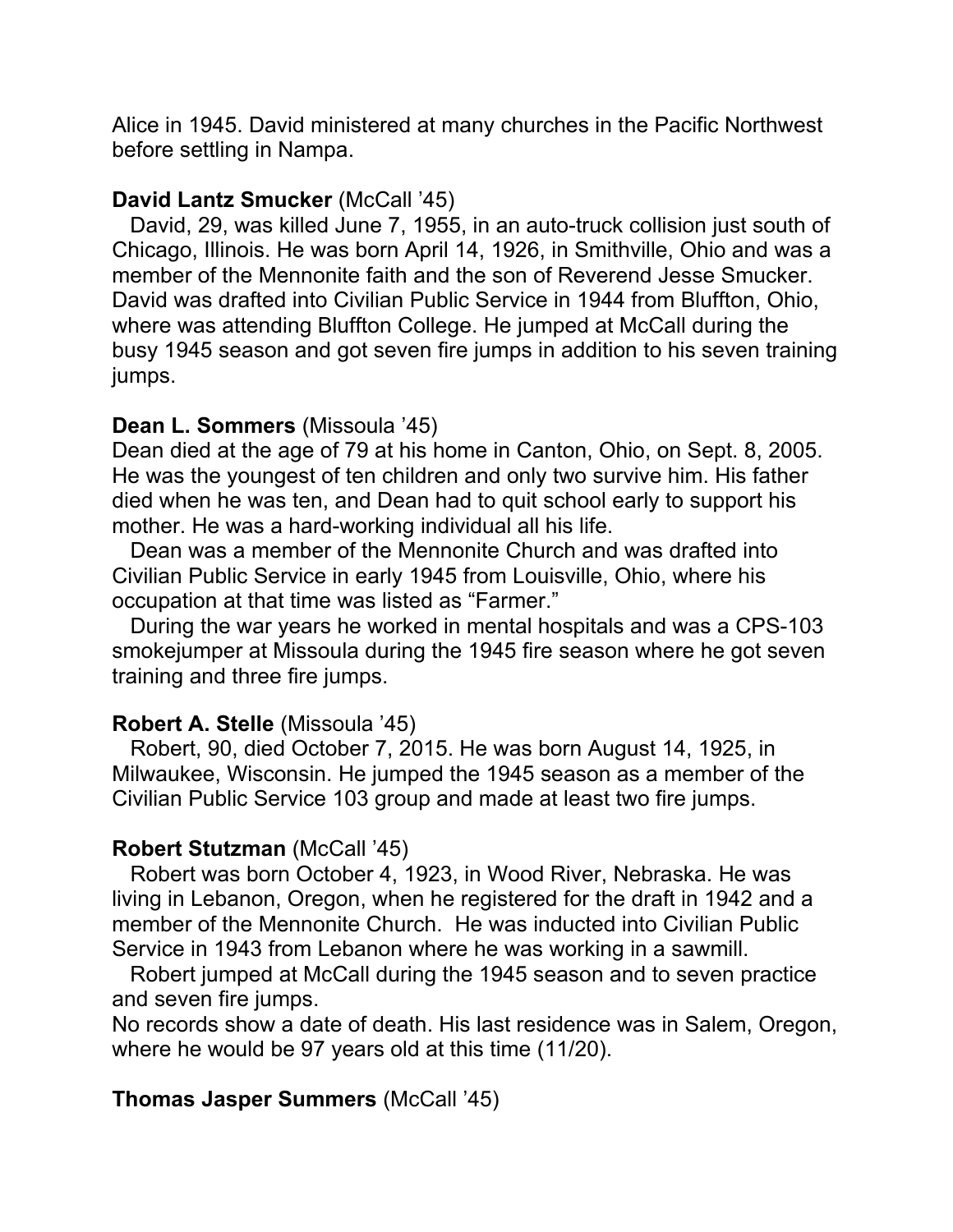Alice in 1945. David ministered at many churches in the Pacific Northwest before settling in Nampa.

**David Lantz Smucker** (McCall ’45)

David, 29, was killed June 7, 1955, in an auto-truck collision just south of Chicago, Illinois. He was born April 14, 1926, in Smithville, Ohio and was a member of the Mennonite faith and the son of Reverend Jesse Smucker. David was drafted into Civilian Public Service in 1944 from Bluffton, Ohio, where was attending Bluffton College. He jumped at McCall during the busy 1945 season and got seven fire jumps in addition to his seven training jumps.

**Dean L. Sommers** (Missoula ’45)

Dean died at the age of 79 at his home in Canton, Ohio, on Sept. 8, 2005. He was the youngest of ten children and only two survive him. His father died when he was ten, and Dean had to quit school early to support his mother. He was a hard-working individual all his life.

Dean was a member of the Mennonite Church and was drafted into Civilian Public Service in early 1945 from Louisville, Ohio, where his occupation at that time was listed as “Farmer.”

During the war years he worked in mental hospitals and was a CPS-103 smokejumper at Missoula during the 1945 fire season where he got seven training and three fire jumps.

**Robert A. Stelle** (Missoula ’45)

Robert, 90, died October 7, 2015. He was born August 14, 1925, in Milwaukee, Wisconsin. He jumped the 1945 season as a member of the Civilian Public Service 103 group and made at least two fire jumps.

**Robert Stutzman** (McCall ’45)

Robert was born October 4, 1923, in Wood River, Nebraska. He was living in Lebanon, Oregon, when he registered for the draft in 1942 and a member of the Mennonite Church. He was inducted into Civilian Public Service in 1943 from Lebanon where he was working in a sawmill.

Robert jumped at McCall during the 1945 season and to seven practice and seven fire jumps.

No records show a date of death. His last residence was in Salem, Oregon, where he would be 97 years old at this time (11/20).

**Thomas Jasper Summers** (McCall ’45)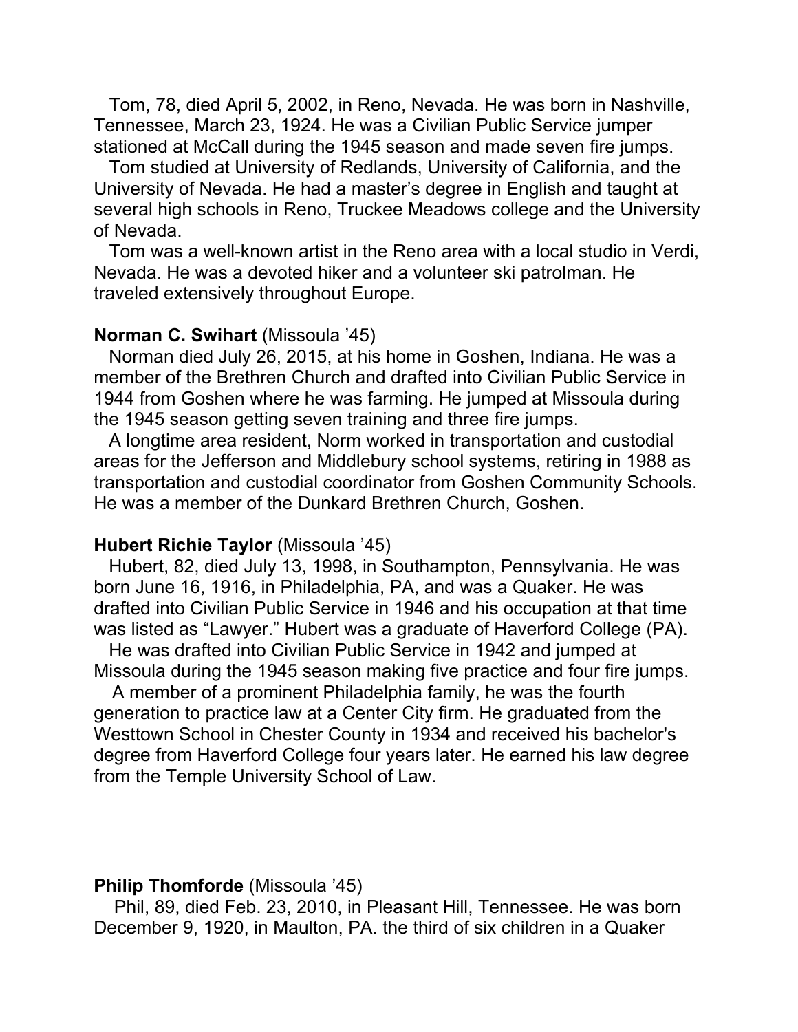Tom, 78, died April 5, 2002, in Reno, Nevada. He was born in Nashville, Tennessee, March 23, 1924. He was a Civilian Public Service jumper stationed at McCall during the 1945 season and made seven fire jumps.

Tom studied at University of Redlands, University of California, and the University of Nevada. He had a master's degree in English and taught at several high schools in Reno, Truckee Meadows college and the University of Nevada.

Tom was a well-known artist in the Reno area with a local studio in Verdi, Nevada. He was a devoted hiker and a volunteer ski patrolman. He traveled extensively throughout Europe.

**Norman C. Swihart** (Missoula '45)

Norman died July 26, 2015, at his home in Goshen, Indiana. He was a member of the Brethren Church and drafted into Civilian Public Service in 1944 from Goshen where he was farming. He jumped at Missoula during the 1945 season getting seven training and three fire jumps.

A longtime area resident, Norm worked in transportation and custodial areas for the Jefferson and Middlebury school systems, retiring in 1988 as transportation and custodial coordinator from Goshen Community Schools. He was a member of the Dunkard Brethren Church, Goshen.

**Hubert Richie Taylor** (Missoula '45)

Hubert, 82, died July 13, 1998, in Southampton, Pennsylvania. He was born June 16, 1916, in Philadelphia, PA, and was a Quaker. He was drafted into Civilian Public Service in 1946 and his occupation at that time was listed as "Lawyer." Hubert was a graduate of Haverford College (PA).

He was drafted into Civilian Public Service in 1942 and jumped at Missoula during the 1945 season making five practice and four fire jumps.

A member of a prominent Philadelphia family, he was the fourth generation to practice law at a Center City firm. He graduated from the Westtown School in Chester County in 1934 and received his bachelor's degree from Haverford College four years later. He earned his law degree from the Temple University School of Law.

**Philip Thomforde** (Missoula '45)

Phil, 89, died Feb. 23, 2010, in Pleasant Hill, Tennessee. He was born December 9, 1920, in Maulton, PA. the third of six children in a Quaker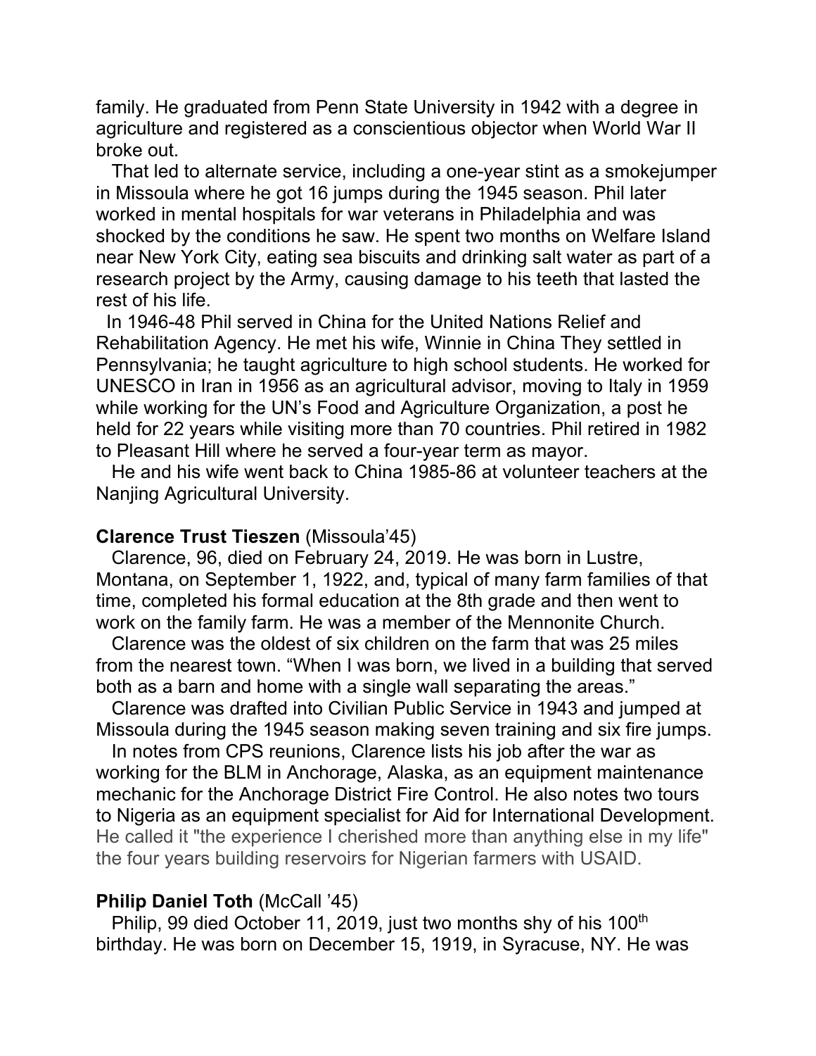family. He graduated from Penn State University in 1942 with a degree in agriculture and registered as a conscientious objector when World War II broke out.

That led to alternate service, including a one-year stint as a smokejumper in Missoula where he got 16 jumps during the 1945 season. Phil later worked in mental hospitals for war veterans in Philadelphia and was shocked by the conditions he saw. He spent two months on Welfare Island near New York City, eating sea biscuits and drinking salt water as part of a research project by the Army, causing damage to his teeth that lasted the rest of his life.

In 1946-48 Phil served in China for the United Nations Relief and Rehabilitation Agency. He met his wife, Winnie in China They settled in Pennsylvania; he taught agriculture to high school students. He worked for UNESCO in Iran in 1956 as an agricultural advisor, moving to Italy in 1959 while working for the UN's Food and Agriculture Organization, a post he held for 22 years while visiting more than 70 countries. Phil retired in 1982 to Pleasant Hill where he served a four-year term as mayor.

He and his wife went back to China 1985-86 at volunteer teachers at the Nanjing Agricultural University.

**Clarence Trust Tieszen** (Missoula'45)

Clarence, 96, died on February 24, 2019. He was born in Lustre, Montana, on September 1, 1922, and, typical of many farm families of that time, completed his formal education at the 8th grade and then went to work on the family farm. He was a member of the Mennonite Church.

Clarence was the oldest of six children on the farm that was 25 miles from the nearest town. "When I was born, we lived in a building that served both as a barn and home with a single wall separating the areas."

Clarence was drafted into Civilian Public Service in 1943 and jumped at Missoula during the 1945 season making seven training and six fire jumps.

In notes from CPS reunions, Clarence lists his job after the war as working for the BLM in Anchorage, Alaska, as an equipment maintenance mechanic for the Anchorage District Fire Control. He also notes two tours to Nigeria as an equipment specialist for Aid for International Development. He called it "the experience I cherished more than anything else in my life" the four years building reservoirs for Nigerian farmers with USAID.

**Philip Daniel Toth** (McCall '45)

Philip, 99 died October 11, 2019, just two months shy of his 100th birthday. He was born on December 15, 1919, in Syracuse, NY. He was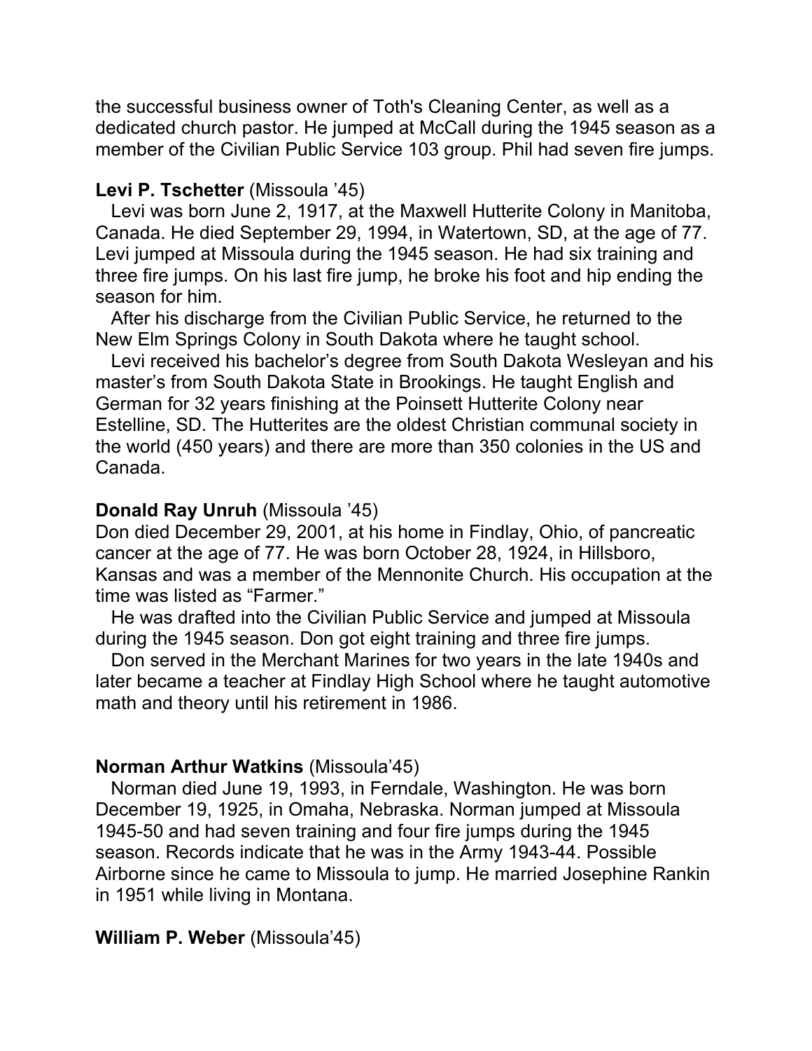the successful business owner of Toth's Cleaning Center, as well as a dedicated church pastor. He jumped at McCall during the 1945 season as a member of the Civilian Public Service 103 group. Phil had seven fire jumps.

**Levi P. Tschetter** (Missoula ’45)

Levi was born June 2, 1917, at the Maxwell Hutterite Colony in Manitoba, Canada. He died September 29, 1994, in Watertown, SD, at the age of 77. Levi jumped at Missoula during the 1945 season. He had six training and three fire jumps. On his last fire jump, he broke his foot and hip ending the season for him.

After his discharge from the Civilian Public Service, he returned to the New Elm Springs Colony in South Dakota where he taught school.

Levi received his bachelor’s degree from South Dakota Wesleyan and his master’s from South Dakota State in Brookings. He taught English and German for 32 years finishing at the Poinsett Hutterite Colony near Estelline, SD. The Hutterites are the oldest Christian communal society in the world (450 years) and there are more than 350 colonies in the US and Canada.

**Donald Ray Unruh** (Missoula ’45)

Don died December 29, 2001, at his home in Findlay, Ohio, of pancreatic cancer at the age of 77. He was born October 28, 1924, in Hillsboro, Kansas and was a member of the Mennonite Church. His occupation at the time was listed as “Farmer.”

He was drafted into the Civilian Public Service and jumped at Missoula during the 1945 season. Don got eight training and three fire jumps.

Don served in the Merchant Marines for two years in the late 1940s and later became a teacher at Findlay High School where he taught automotive math and theory until his retirement in 1986.

**Norman Arthur Watkins** (Missoula’45)

Norman died June 19, 1993, in Ferndale, Washington. He was born December 19, 1925, in Omaha, Nebraska. Norman jumped at Missoula 1945-50 and had seven training and four fire jumps during the 1945 season. Records indicate that he was in the Army 1943-44. Possible Airborne since he came to Missoula to jump. He married Josephine Rankin in 1951 while living in Montana.

**William P. Weber** (Missoula’45)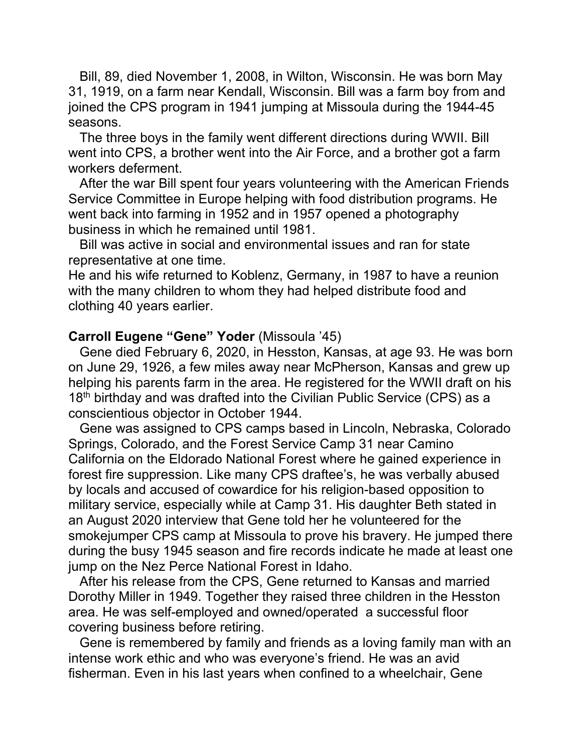Bill, 89, died November 1, 2008, in Wilton, Wisconsin. He was born May 31, 1919, on a farm near Kendall, Wisconsin. Bill was a farm boy from and joined the CPS program in 1941 jumping at Missoula during the 1944-45 seasons.

The three boys in the family went different directions during WWII. Bill went into CPS, a brother went into the Air Force, and a brother got a farm workers deferment.

After the war Bill spent four years volunteering with the American Friends Service Committee in Europe helping with food distribution programs. He went back into farming in 1952 and in 1957 opened a photography business in which he remained until 1981.

Bill was active in social and environmental issues and ran for state representative at one time.

He and his wife returned to Koblenz, Germany, in 1987 to have a reunion with the many children to whom they had helped distribute food and clothing 40 years earlier.

**Carroll Eugene "Gene" Yoder** (Missoula '45)

Gene died February 6, 2020, in Hesston, Kansas, at age 93. He was born on June 29, 1926, a few miles away near McPherson, Kansas and grew up helping his parents farm in the area. He registered for the WWII draft on his 18th birthday and was drafted into the Civilian Public Service (CPS) as a conscientious objector in October 1944.

Gene was assigned to CPS camps based in Lincoln, Nebraska, Colorado Springs, Colorado, and the Forest Service Camp 31 near Camino California on the Eldorado National Forest where he gained experience in forest fire suppression. Like many CPS draftee's, he was verbally abused by locals and accused of cowardice for his religion-based opposition to military service, especially while at Camp 31. His daughter Beth stated in an August 2020 interview that Gene told her he volunteered for the smokejumper CPS camp at Missoula to prove his bravery. He jumped there during the busy 1945 season and fire records indicate he made at least one jump on the Nez Perce National Forest in Idaho.

After his release from the CPS, Gene returned to Kansas and married Dorothy Miller in 1949. Together they raised three children in the Hesston area. He was self-employed and owned/operated a successful floor covering business before retiring.

Gene is remembered by family and friends as a loving family man with an intense work ethic and who was everyone's friend. He was an avid fisherman. Even in his last years when confined to a wheelchair, Gene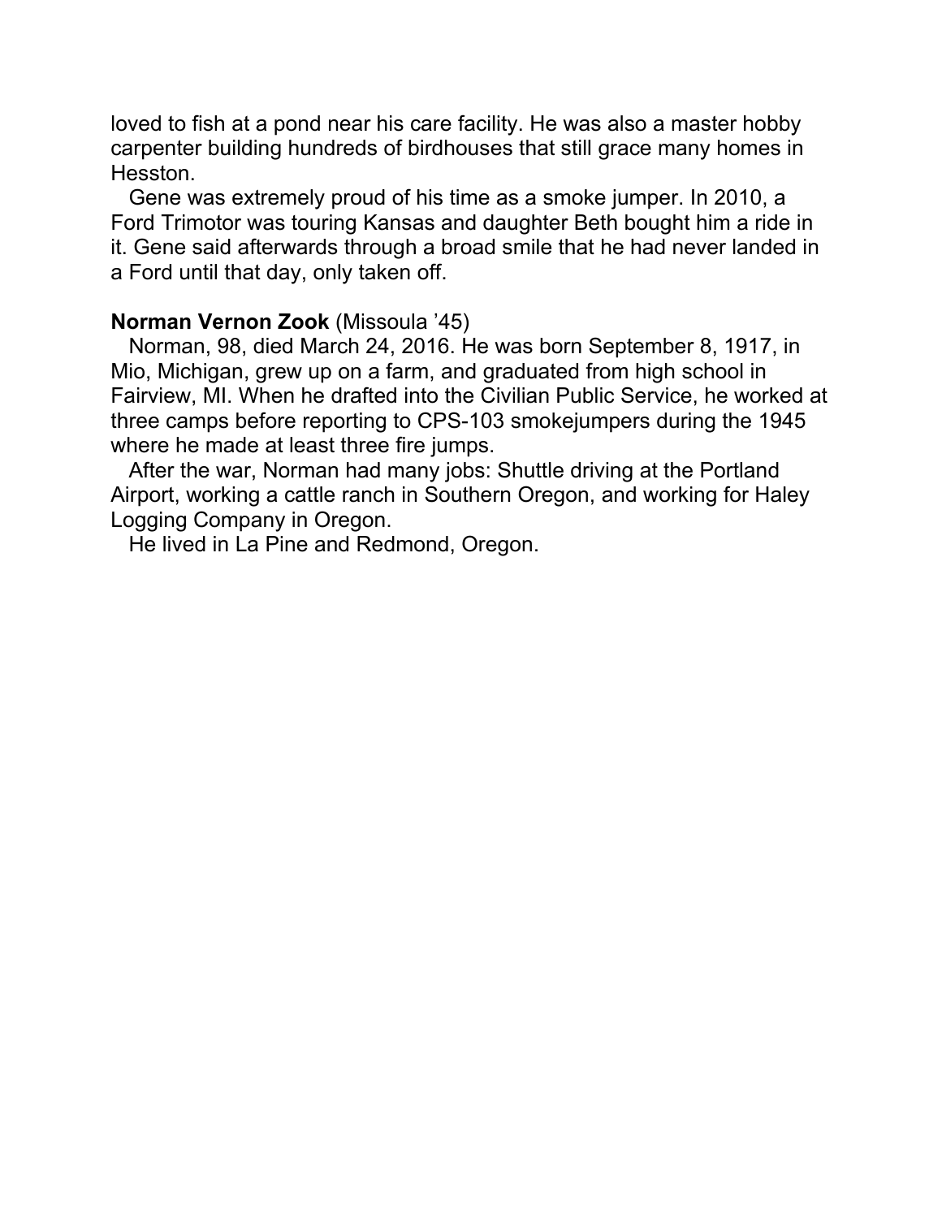loved to fish at a pond near his care facility. He was also a master hobby carpenter building hundreds of birdhouses that still grace many homes in Hesston.

Gene was extremely proud of his time as a smoke jumper. In 2010, a Ford Trimotor was touring Kansas and daughter Beth bought him a ride in it. Gene said afterwards through a broad smile that he had never landed in a Ford until that day, only taken off.

**Norman Vernon Zook** (Missoula '45)

Norman, 98, died March 24, 2016. He was born September 8, 1917, in Mio, Michigan, grew up on a farm, and graduated from high school in Fairview, MI. When he drafted into the Civilian Public Service, he worked at three camps before reporting to CPS-103 smokejumpers during the 1945 where he made at least three fire jumps.

After the war, Norman had many jobs: Shuttle driving at the Portland Airport, working a cattle ranch in Southern Oregon, and working for Haley Logging Company in Oregon.

He lived in La Pine and Redmond, Oregon.